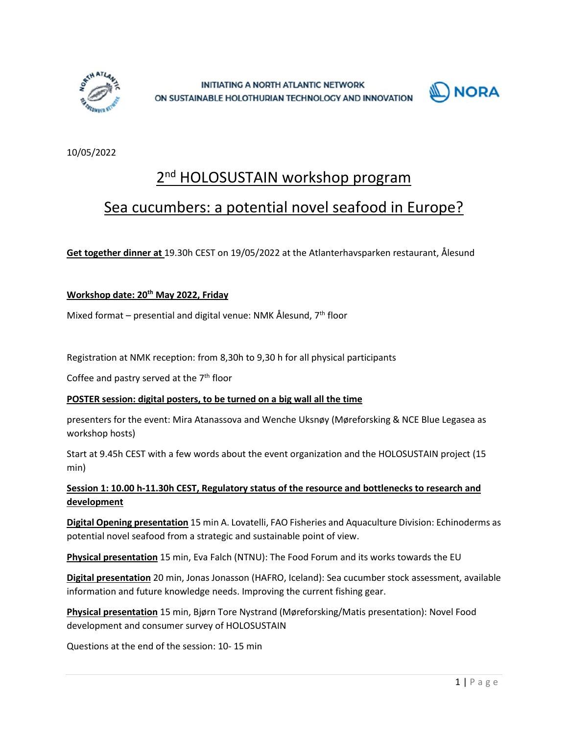INITIATING A NORTH ATLANTIC NETWORK
ON SUSTAINABLE HOLOTHURIAN TECHNOLOGY AND INNOVATION

NORA

10/05/2022

# 2nd HOLOSUSTAIN workshop program

# Sea cucumbers: a potential novel seafood in Europe?

**Get together dinner at** 19.30h CEST on 19/05/2022 at the Atlanterhavsparken restaurant, Ålesund

**Workshop date: 20th May 2022, Friday**

Mixed format – presential and digital venue: NMK Ålesund, 7th floor

Registration at NMK reception: from 8,30h to 9,30 h for all physical participants

Coffee and pastry served at the 7th floor

**POSTER session: digital posters, to be turned on a big wall all the time**

presenters for the event: Mira Atanassova and Wenche Uksnøy (Møreforsking & NCE Blue Legasea as workshop hosts)

Start at 9.45h CEST with a few words about the event organization and the HOLOSUSTAIN project (15 min)

**Session 1: 10.00 h-11.30h CEST, Regulatory status of the resource and bottlenecks to research and development**

**Digital Opening presentation** 15 min A. Lovatelli, FAO Fisheries and Aquaculture Division: Echinoderms as potential novel seafood from a strategic and sustainable point of view.

**Physical presentation** 15 min, Eva Falch (NTNU): The Food Forum and its works towards the EU

**Digital presentation** 20 min, Jonas Jonasson (HAFRO, Iceland): Sea cucumber stock assessment, available information and future knowledge needs. Improving the current fishing gear.

**Physical presentation** 15 min, Bjørn Tore Nystrand (Møreforsking/Matis presentation): Novel Food development and consumer survey of HOLOSUSTAIN

Questions at the end of the session: 10- 15 min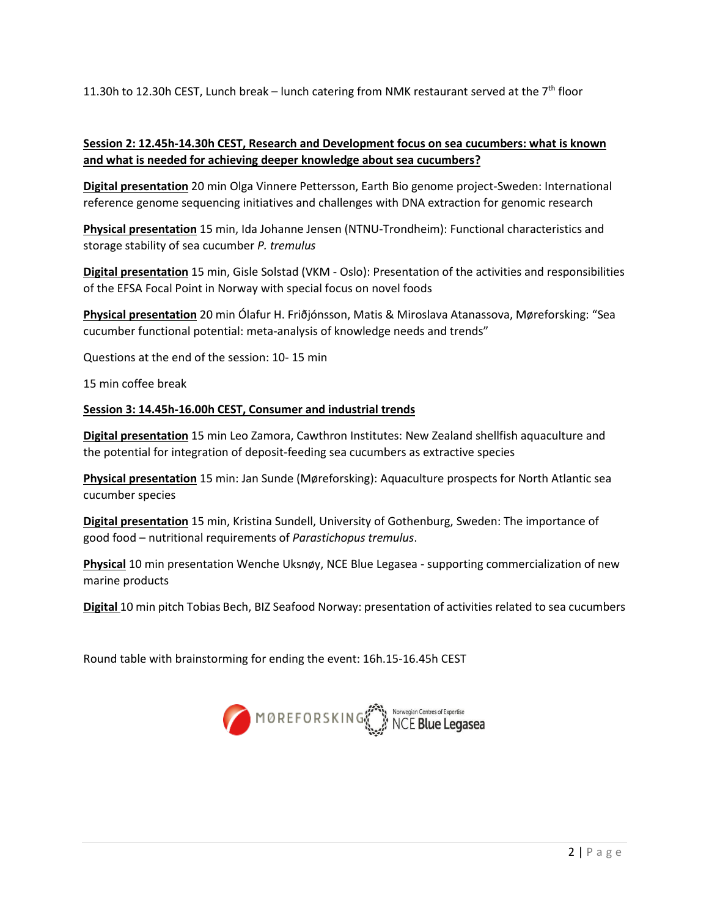11.30h to 12.30h CEST, Lunch break – lunch catering from NMK restaurant served at the 7th floor

**Session 2: 12.45h-14.30h CEST, Research and Development focus on sea cucumbers: what is known and what is needed for achieving deeper knowledge about sea cucumbers?**

**Digital presentation** 20 min Olga Vinnere Pettersson, Earth Bio genome project-Sweden: International reference genome sequencing initiatives and challenges with DNA extraction for genomic research

**Physical presentation** 15 min, Ida Johanne Jensen (NTNU-Trondheim): Functional characteristics and storage stability of sea cucumber *P. tremulus*

**Digital presentation** 15 min, Gisle Solstad (VKM - Oslo): Presentation of the activities and responsibilities of the EFSA Focal Point in Norway with special focus on novel foods

**Physical presentation** 20 min Ólafur H. Friðjónsson, Matis & Miroslava Atanassova, Møreforsking: "Sea cucumber functional potential: meta-analysis of knowledge needs and trends"

Questions at the end of the session: 10- 15 min

15 min coffee break

**Session 3: 14.45h-16.00h CEST, Consumer and industrial trends**

**Digital presentation** 15 min Leo Zamora, Cawthron Institutes: New Zealand shellfish aquaculture and the potential for integration of deposit-feeding sea cucumbers as extractive species

**Physical presentation** 15 min: Jan Sunde (Møreforsking): Aquaculture prospects for North Atlantic sea cucumber species

**Digital presentation** 15 min, Kristina Sundell, University of Gothenburg, Sweden: The importance of good food – nutritional requirements of *Parastichopus tremulus*.

**Physical** 10 min presentation Wenche Uksnøy, NCE Blue Legasea - supporting commercialization of new marine products

**Digital** 10 min pitch Tobias Bech, BIZ Seafood Norway: presentation of activities related to sea cucumbers

Round table with brainstorming for ending the event: 16h.15-16.45h CEST

MØREFORSKING Norwegian Centres of Expertise NCE Blue Legasea